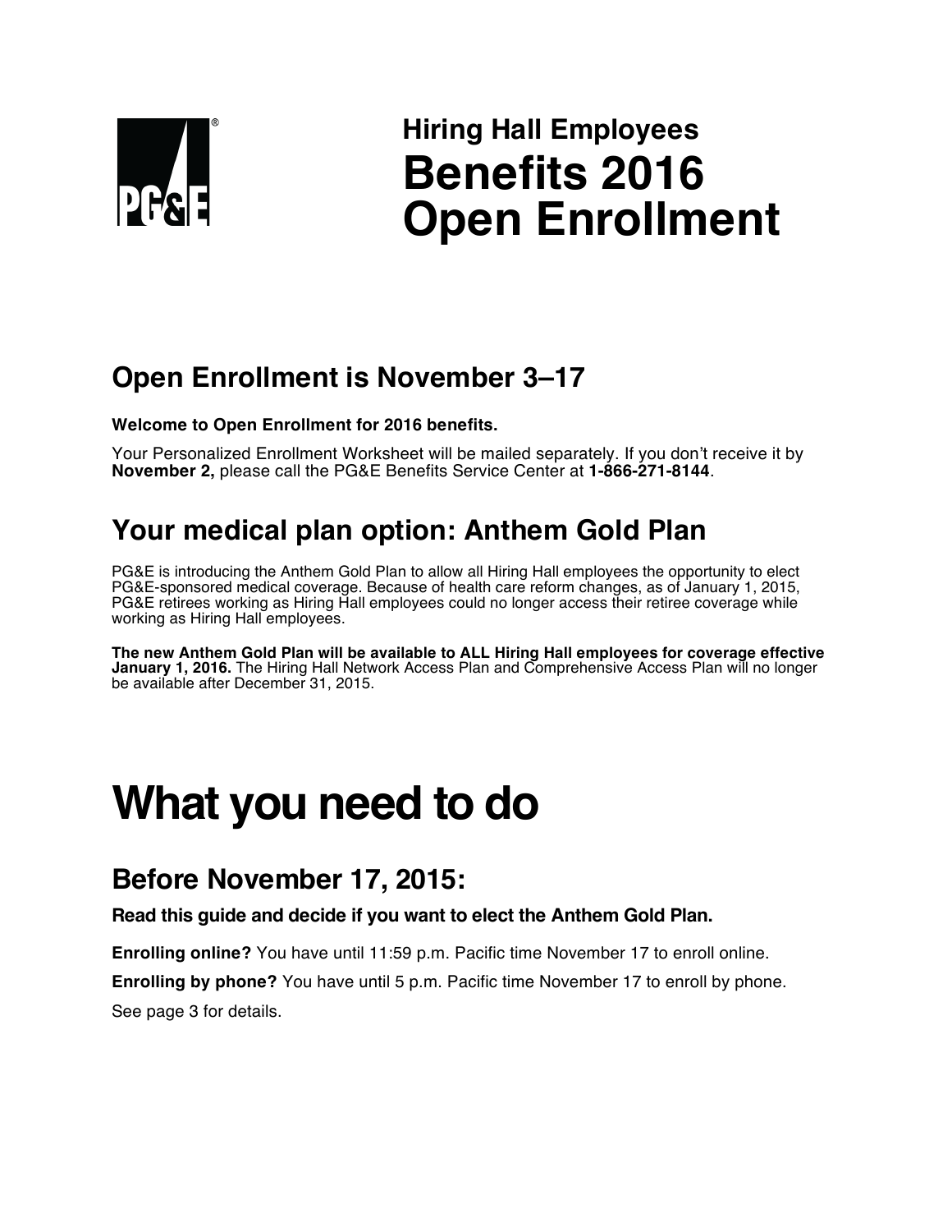# Hiring Hall Employees
# Benefits 2016 Open Enrollment

## Open Enrollment is November 3–17

**Welcome to Open Enrollment for 2016 benefits.**

Your Personalized Enrollment Worksheet will be mailed separately. If you don't receive it by **November 2,** please call the PG&E Benefits Service Center at **1-866-271-8144**.

## Your medical plan option: Anthem Gold Plan

PG&E is introducing the Anthem Gold Plan to allow all Hiring Hall employees the opportunity to elect PG&E-sponsored medical coverage. Because of health care reform changes, as of January 1, 2015, PG&E retirees working as Hiring Hall employees could no longer access their retiree coverage while working as Hiring Hall employees.

**The new Anthem Gold Plan will be available to ALL Hiring Hall employees for coverage effective January 1, 2016.** The Hiring Hall Network Access Plan and Comprehensive Access Plan will no longer be available after December 31, 2015.

# What you need to do

## Before November 17, 2015:

**Read this guide and decide if you want to elect the Anthem Gold Plan.**

**Enrolling online?** You have until 11:59 p.m. Pacific time November 17 to enroll online.

**Enrolling by phone?** You have until 5 p.m. Pacific time November 17 to enroll by phone.

See page 3 for details.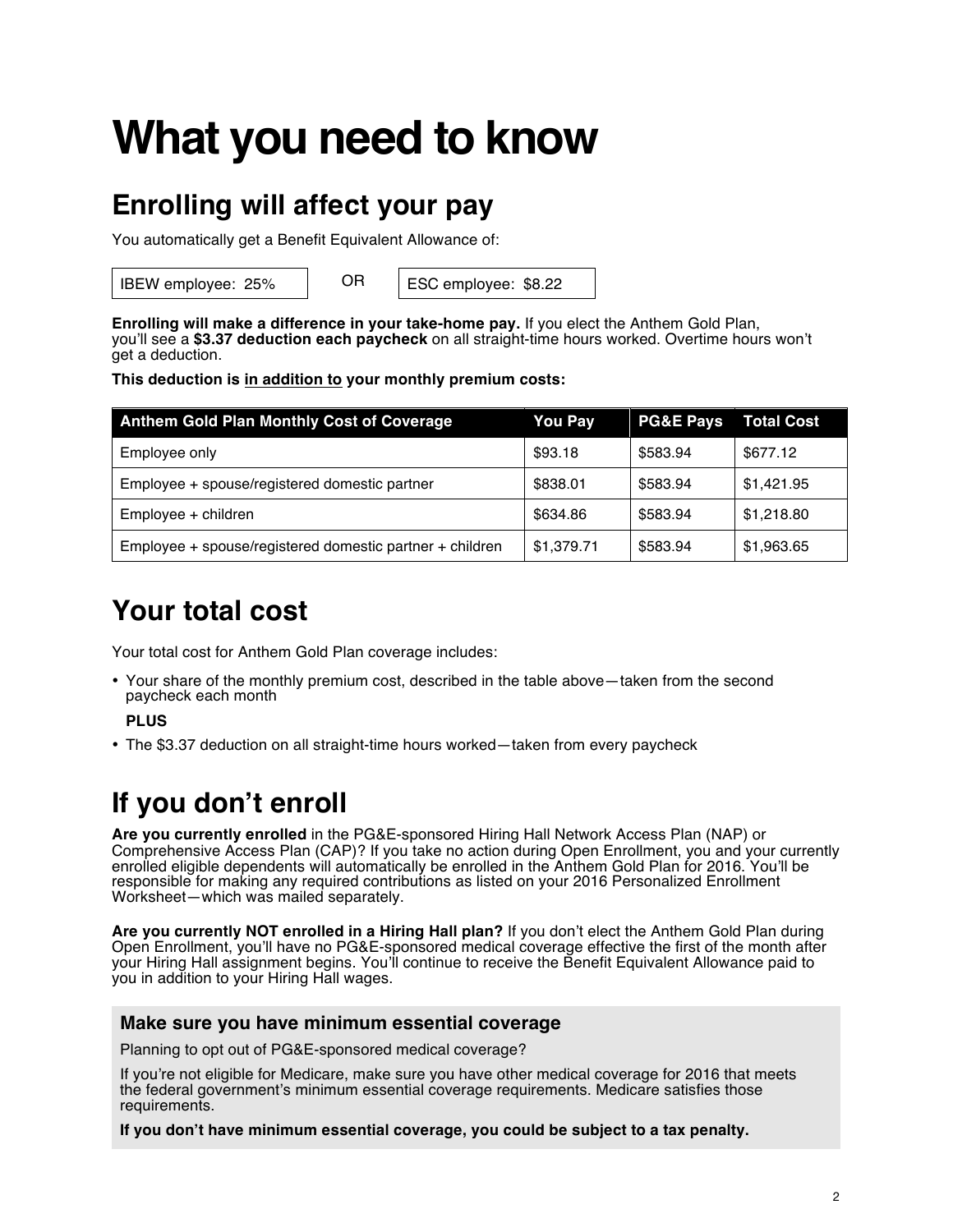# What you need to know

## Enrolling will affect your pay

You automatically get a Benefit Equivalent Allowance of:

IBEW employee: 25% OR ESC employee: $8.22

**Enrolling will make a difference in your take-home pay.** If you elect the Anthem Gold Plan, you'll see a **$3.37 deduction each paycheck** on all straight-time hours worked. Overtime hours won't get a deduction.

**This deduction is <u>in addition to</u> your monthly premium costs:**

| Anthem Gold Plan Monthly Cost of Coverage | You Pay | PG&E Pays | Total Cost |
|---|---|---|---|
| Employee only | $93.18 | $583.94 | $677.12 |
| Employee + spouse/registered domestic partner | $838.01 | $583.94 | $1,421.95 |
| Employee + children | $634.86 | $583.94 | $1,218.80 |
| Employee + spouse/registered domestic partner + children | $1,379.71 | $583.94 | $1,963.65 |

## Your total cost

Your total cost for Anthem Gold Plan coverage includes:

- Your share of the monthly premium cost, described in the table above—taken from the second paycheck each month

  **PLUS**

- The $3.37 deduction on all straight-time hours worked—taken from every paycheck

## If you don't enroll

**Are you currently enrolled** in the PG&E-sponsored Hiring Hall Network Access Plan (NAP) or Comprehensive Access Plan (CAP)? If you take no action during Open Enrollment, you and your currently enrolled eligible dependents will automatically be enrolled in the Anthem Gold Plan for 2016. You'll be responsible for making any required contributions as listed on your 2016 Personalized Enrollment Worksheet—which was mailed separately.

**Are you currently NOT enrolled in a Hiring Hall plan?** If you don't elect the Anthem Gold Plan during Open Enrollment, you'll have no PG&E-sponsored medical coverage effective the first of the month after your Hiring Hall assignment begins. You'll continue to receive the Benefit Equivalent Allowance paid to you in addition to your Hiring Hall wages.

### Make sure you have minimum essential coverage

Planning to opt out of PG&E-sponsored medical coverage?

If you're not eligible for Medicare, make sure you have other medical coverage for 2016 that meets the federal government's minimum essential coverage requirements. Medicare satisfies those requirements.

**If you don't have minimum essential coverage, you could be subject to a tax penalty.**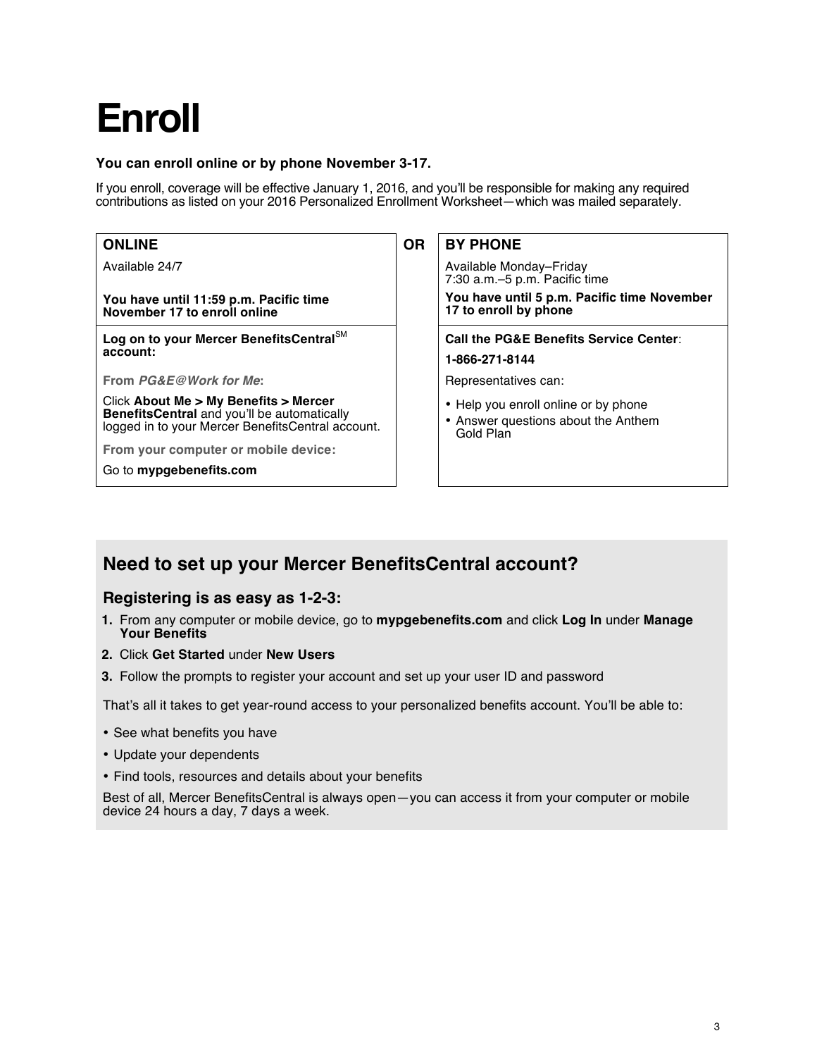# Enroll

**You can enroll online or by phone November 3-17.**

If you enroll, coverage will be effective January 1, 2016, and you'll be responsible for making any required contributions as listed on your 2016 Personalized Enrollment Worksheet—which was mailed separately.

## ONLINE

Available 24/7

**You have until 11:59 p.m. Pacific time November 17 to enroll online**

**Log on to your Mercer BenefitsCentral[SM] account:**

**From *PG&E@Work for Me*:**

Click **About Me > My Benefits > Mercer BenefitsCentral** and you'll be automatically logged in to your Mercer BenefitsCentral account.

**From your computer or mobile device:**

Go to **mypgebenefits.com**

**OR**

## BY PHONE

Available Monday–Friday
7:30 a.m.–5 p.m. Pacific time

**You have until 5 p.m. Pacific time November 17 to enroll by phone**

**Call the PG&E Benefits Service Center**:

**1-866-271-8144**

Representatives can:

- Help you enroll online or by phone
- Answer questions about the Anthem Gold Plan

## Need to set up your Mercer BenefitsCentral account?

### Registering is as easy as 1-2-3:

1. From any computer or mobile device, go to **mypgebenefits.com** and click **Log In** under **Manage Your Benefits**
2. Click **Get Started** under **New Users**
3. Follow the prompts to register your account and set up your user ID and password

That's all it takes to get year-round access to your personalized benefits account. You'll be able to:

- See what benefits you have
- Update your dependents
- Find tools, resources and details about your benefits

Best of all, Mercer BenefitsCentral is always open—you can access it from your computer or mobile device 24 hours a day, 7 days a week.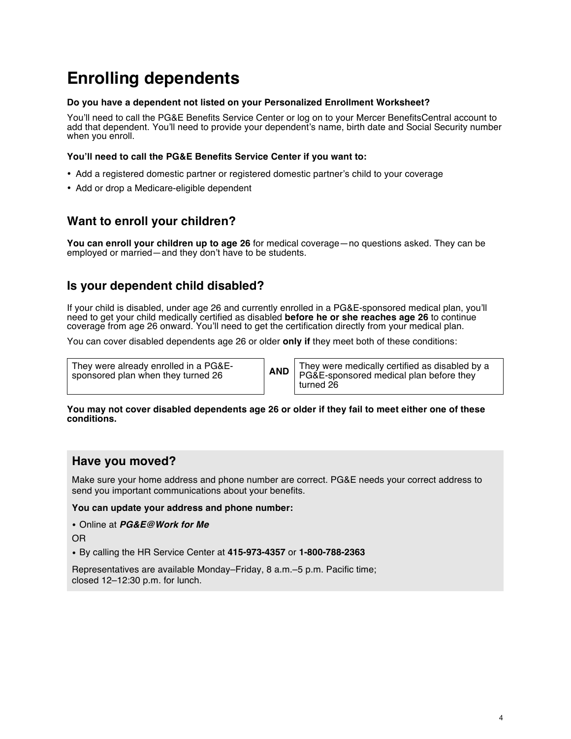# Enrolling dependents

**Do you have a dependent not listed on your Personalized Enrollment Worksheet?**

You'll need to call the PG&E Benefits Service Center or log on to your Mercer BenefitsCentral account to add that dependent. You'll need to provide your dependent's name, birth date and Social Security number when you enroll.

**You'll need to call the PG&E Benefits Service Center if you want to:**

- Add a registered domestic partner or registered domestic partner's child to your coverage
- Add or drop a Medicare-eligible dependent

## Want to enroll your children?

**You can enroll your children up to age 26** for medical coverage—no questions asked. They can be employed or married—and they don't have to be students.

## Is your dependent child disabled?

If your child is disabled, under age 26 and currently enrolled in a PG&E-sponsored medical plan, you'll need to get your child medically certified as disabled **before he or she reaches age 26** to continue coverage from age 26 onward. You'll need to get the certification directly from your medical plan.

You can cover disabled dependents age 26 or older **only if** they meet both of these conditions:

| They were already enrolled in a PG&E-sponsored plan when they turned 26 | **AND** | They were medically certified as disabled by a PG&E-sponsored medical plan before they turned 26 |
|---|---|---|

**You may not cover disabled dependents age 26 or older if they fail to meet either one of these conditions.**

## Have you moved?

Make sure your home address and phone number are correct. PG&E needs your correct address to send you important communications about your benefits.

**You can update your address and phone number:**

- Online at ***PG&E@Work for Me***

OR

- By calling the HR Service Center at **415-973-4357** or **1-800-788-2363**

Representatives are available Monday–Friday, 8 a.m.–5 p.m. Pacific time; closed 12–12:30 p.m. for lunch.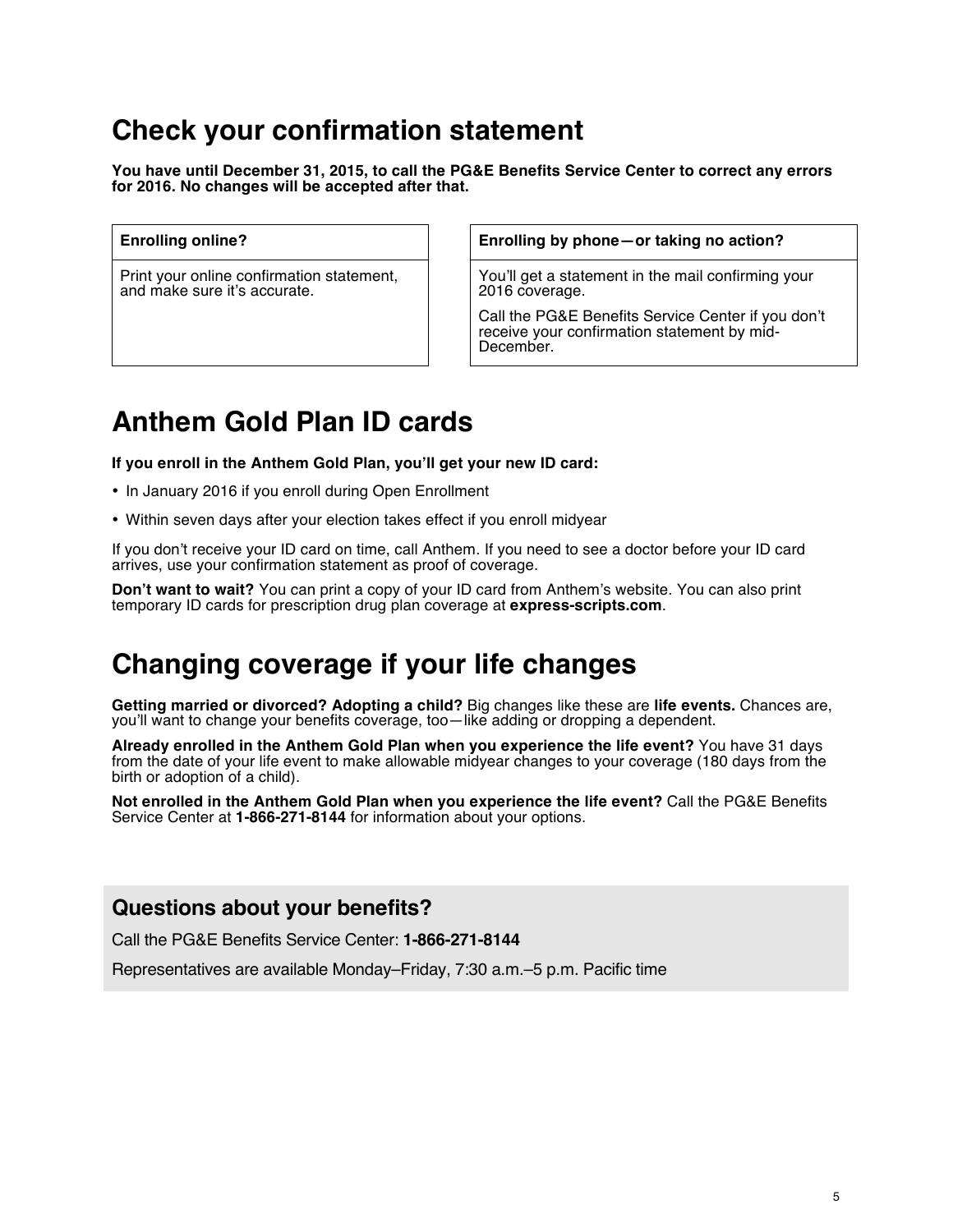## Check your confirmation statement

**You have until December 31, 2015, to call the PG&E Benefits Service Center to correct any errors for 2016. No changes will be accepted after that.**

| Enrolling online? |
| --- |
| Print your online confirmation statement, and make sure it's accurate. |

| Enrolling by phone—or taking no action? |
| --- |
| You'll get a statement in the mail confirming your 2016 coverage. Call the PG&E Benefits Service Center if you don't receive your confirmation statement by mid-December. |

## Anthem Gold Plan ID cards

**If you enroll in the Anthem Gold Plan, you'll get your new ID card:**

- In January 2016 if you enroll during Open Enrollment
- Within seven days after your election takes effect if you enroll midyear

If you don't receive your ID card on time, call Anthem. If you need to see a doctor before your ID card arrives, use your confirmation statement as proof of coverage.

**Don't want to wait?** You can print a copy of your ID card from Anthem's website. You can also print temporary ID cards for prescription drug plan coverage at **express-scripts.com**.

## Changing coverage if your life changes

**Getting married or divorced? Adopting a child?** Big changes like these are **life events.** Chances are, you'll want to change your benefits coverage, too—like adding or dropping a dependent.

**Already enrolled in the Anthem Gold Plan when you experience the life event?** You have 31 days from the date of your life event to make allowable midyear changes to your coverage (180 days from the birth or adoption of a child).

**Not enrolled in the Anthem Gold Plan when you experience the life event?** Call the PG&E Benefits Service Center at **1-866-271-8144** for information about your options.

### Questions about your benefits?

Call the PG&E Benefits Service Center: **1-866-271-8144**

Representatives are available Monday–Friday, 7:30 a.m.–5 p.m. Pacific time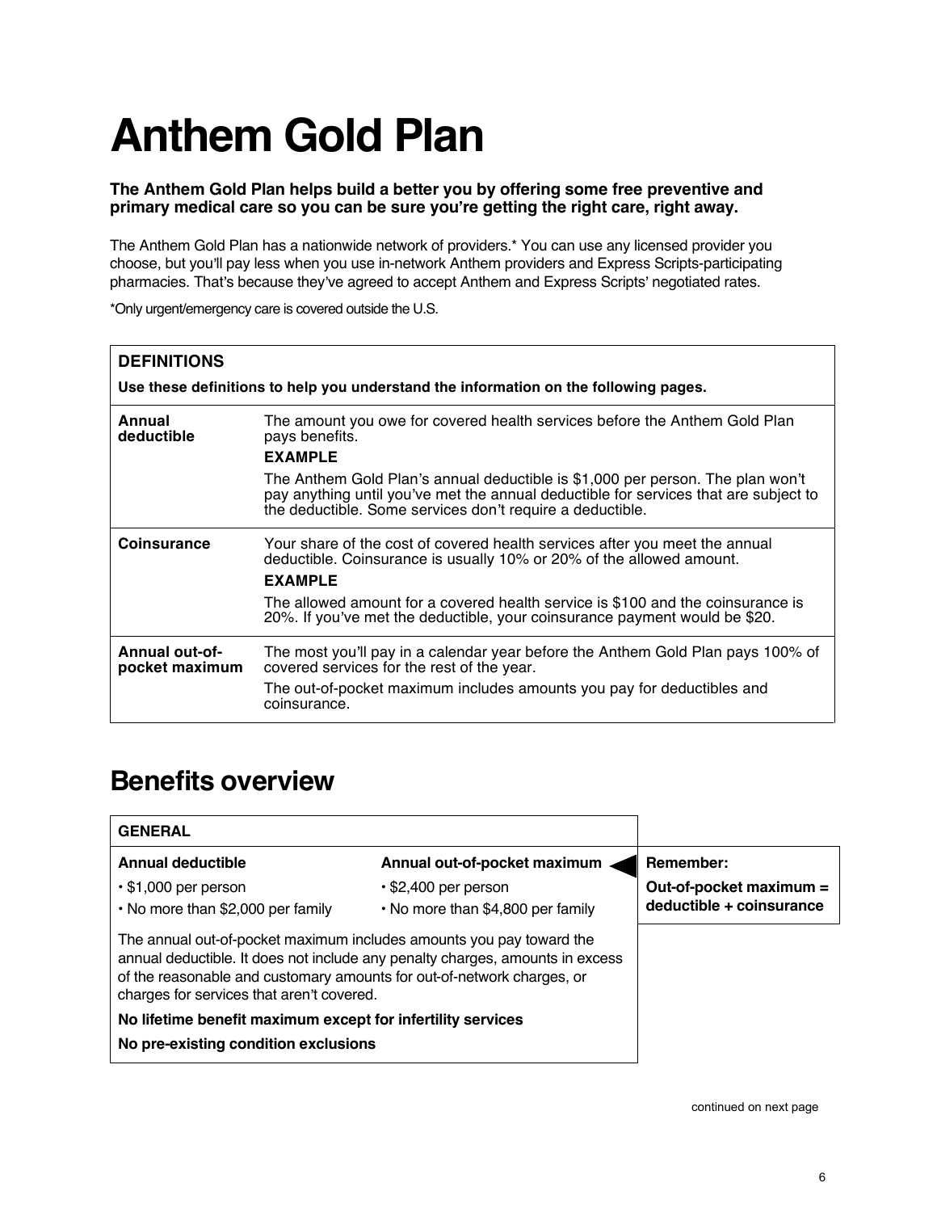# Anthem Gold Plan

**The Anthem Gold Plan helps build a better you by offering some free preventive and primary medical care so you can be sure you're getting the right care, right away.**

The Anthem Gold Plan has a nationwide network of providers.* You can use any licensed provider you choose, but you'll pay less when you use in-network Anthem providers and Express Scripts-participating pharmacies. That's because they've agreed to accept Anthem and Express Scripts' negotiated rates.

*Only urgent/emergency care is covered outside the U.S.

| **DEFINITIONS** | |
|---|---|
| **Use these definitions to help you understand the information on the following pages.** | |
| **Annual deductible** | The amount you owe for covered health services before the Anthem Gold Plan pays benefits.<br>**EXAMPLE**<br>The Anthem Gold Plan's annual deductible is $1,000 per person. The plan won't pay anything until you've met the annual deductible for services that are subject to the deductible. Some services don't require a deductible. |
| **Coinsurance** | Your share of the cost of covered health services after you meet the annual deductible. Coinsurance is usually 10% or 20% of the allowed amount.<br>**EXAMPLE**<br>The allowed amount for a covered health service is $100 and the coinsurance is 20%. If you've met the deductible, your coinsurance payment would be $20. |
| **Annual out-of-pocket maximum** | The most you'll pay in a calendar year before the Anthem Gold Plan pays 100% of covered services for the rest of the year.<br>The out-of-pocket maximum includes amounts you pay for deductibles and coinsurance. |

## Benefits overview

| **GENERAL** | |
|---|---|
| **Annual deductible**<br>• $1,000 per person<br>• No more than $2,000 per family | **Annual out-of-pocket maximum**<br>• $2,400 per person<br>• No more than $4,800 per family |

The annual out-of-pocket maximum includes amounts you pay toward the annual deductible. It does not include any penalty charges, amounts in excess of the reasonable and customary amounts for out-of-network charges, or charges for services that aren't covered.

**No lifetime benefit maximum except for infertility services**

**No pre-existing condition exclusions**

**Remember:**

**Out-of-pocket maximum = deductible + coinsurance**

continued on next page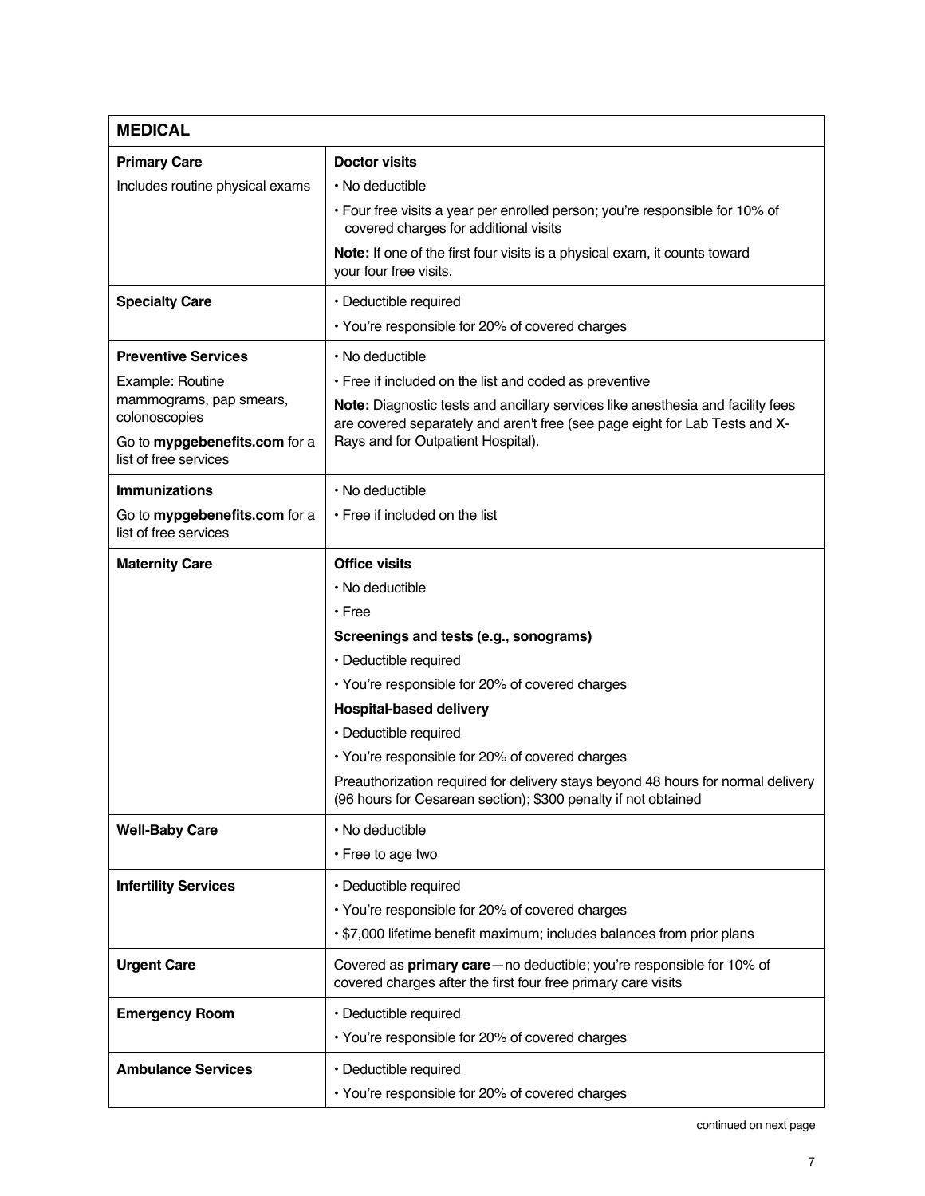| MEDICAL | |
|---|---|
| **Primary Care**<br>Includes routine physical exams | **Doctor visits**<br>• No deductible<br>• Four free visits a year per enrolled person; you're responsible for 10% of covered charges for additional visits<br>**Note:** If one of the first four visits is a physical exam, it counts toward your four free visits. |
| **Specialty Care** | • Deductible required<br>• You're responsible for 20% of covered charges |
| **Preventive Services**<br>Example: Routine mammograms, pap smears, colonoscopies<br>Go to **mypgebenefits.com** for a list of free services | • No deductible<br>• Free if included on the list and coded as preventive<br>**Note:** Diagnostic tests and ancillary services like anesthesia and facility fees are covered separately and aren't free (see page eight for Lab Tests and X-Rays and for Outpatient Hospital). |
| **Immunizations**<br>Go to **mypgebenefits.com** for a list of free services | • No deductible<br>• Free if included on the list |
| **Maternity Care** | **Office visits**<br>• No deductible<br>• Free<br>**Screenings and tests (e.g., sonograms)**<br>• Deductible required<br>• You're responsible for 20% of covered charges<br>**Hospital-based delivery**<br>• Deductible required<br>• You're responsible for 20% of covered charges<br>Preauthorization required for delivery stays beyond 48 hours for normal delivery (96 hours for Cesarean section); $300 penalty if not obtained |
| **Well-Baby Care** | • No deductible<br>• Free to age two |
| **Infertility Services** | • Deductible required<br>• You're responsible for 20% of covered charges<br>• $7,000 lifetime benefit maximum; includes balances from prior plans |
| **Urgent Care** | Covered as **primary care**—no deductible; you're responsible for 10% of covered charges after the first four free primary care visits |
| **Emergency Room** | • Deductible required<br>• You're responsible for 20% of covered charges |
| **Ambulance Services** | • Deductible required<br>• You're responsible for 20% of covered charges |

continued on next page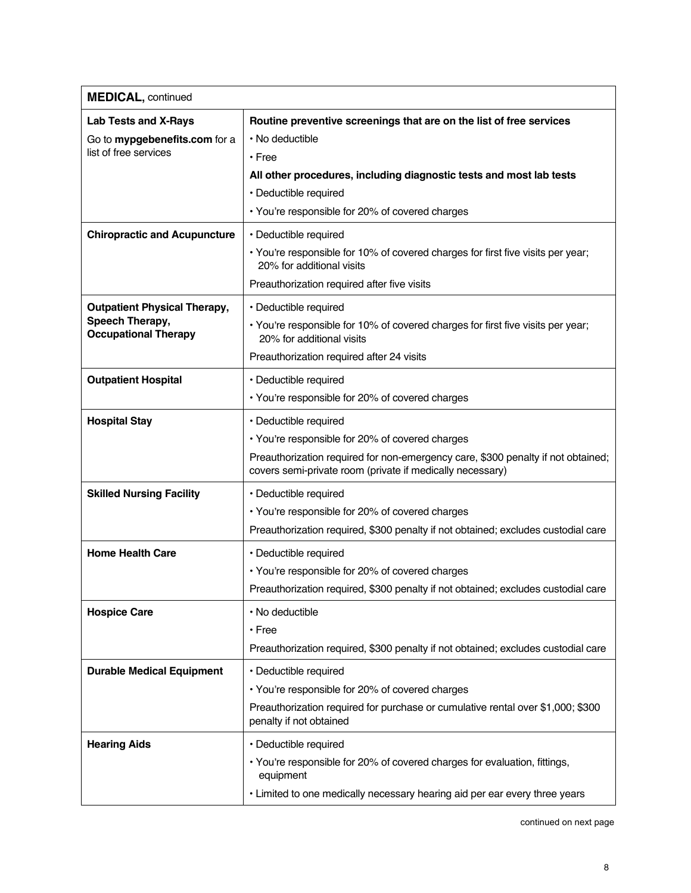| **MEDICAL,** continued | |
|---|---|
| **Lab Tests and X-Rays**<br>Go to **mypgebenefits.com** for a list of free services | **Routine preventive screenings that are on the list of free services**<br>• No deductible<br>• Free<br>**All other procedures, including diagnostic tests and most lab tests**<br>• Deductible required<br>• You're responsible for 20% of covered charges |
| **Chiropractic and Acupuncture** | • Deductible required<br>• You're responsible for 10% of covered charges for first five visits per year; 20% for additional visits<br>Preauthorization required after five visits |
| **Outpatient Physical Therapy, Speech Therapy, Occupational Therapy** | • Deductible required<br>• You're responsible for 10% of covered charges for first five visits per year; 20% for additional visits<br>Preauthorization required after 24 visits |
| **Outpatient Hospital** | • Deductible required<br>• You're responsible for 20% of covered charges |
| **Hospital Stay** | • Deductible required<br>• You're responsible for 20% of covered charges<br>Preauthorization required for non-emergency care, $300 penalty if not obtained; covers semi-private room (private if medically necessary) |
| **Skilled Nursing Facility** | • Deductible required<br>• You're responsible for 20% of covered charges<br>Preauthorization required, $300 penalty if not obtained; excludes custodial care |
| **Home Health Care** | • Deductible required<br>• You're responsible for 20% of covered charges<br>Preauthorization required, $300 penalty if not obtained; excludes custodial care |
| **Hospice Care** | • No deductible<br>• Free<br>Preauthorization required, $300 penalty if not obtained; excludes custodial care |
| **Durable Medical Equipment** | • Deductible required<br>• You're responsible for 20% of covered charges<br>Preauthorization required for purchase or cumulative rental over $1,000; $300 penalty if not obtained |
| **Hearing Aids** | • Deductible required<br>• You're responsible for 20% of covered charges for evaluation, fittings, equipment<br>• Limited to one medically necessary hearing aid per ear every three years |

continued on next page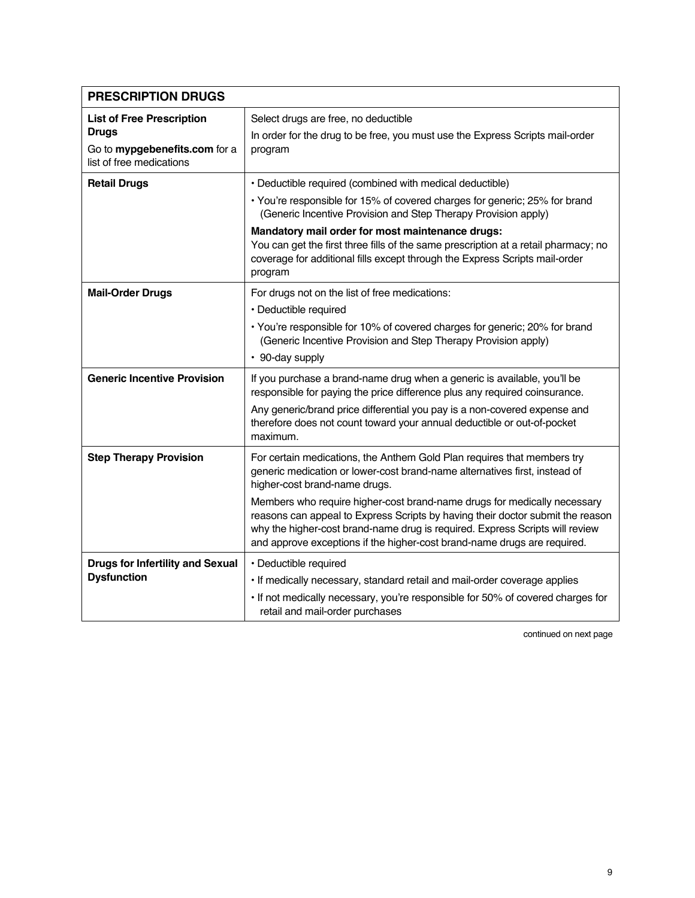| **PRESCRIPTION DRUGS** | |
|---|---|
| **List of Free Prescription Drugs**<br>Go to **mypgebenefits.com** for a list of free medications | Select drugs are free, no deductible<br>In order for the drug to be free, you must use the Express Scripts mail-order program |
| **Retail Drugs** | • Deductible required (combined with medical deductible)<br>• You're responsible for 15% of covered charges for generic; 25% for brand (Generic Incentive Provision and Step Therapy Provision apply)<br>**Mandatory mail order for most maintenance drugs:**<br>You can get the first three fills of the same prescription at a retail pharmacy; no coverage for additional fills except through the Express Scripts mail-order program |
| **Mail-Order Drugs** | For drugs not on the list of free medications:<br>• Deductible required<br>• You're responsible for 10% of covered charges for generic; 20% for brand (Generic Incentive Provision and Step Therapy Provision apply)<br>• 90-day supply |
| **Generic Incentive Provision** | If you purchase a brand-name drug when a generic is available, you'll be responsible for paying the price difference plus any required coinsurance.<br>Any generic/brand price differential you pay is a non-covered expense and therefore does not count toward your annual deductible or out-of-pocket maximum. |
| **Step Therapy Provision** | For certain medications, the Anthem Gold Plan requires that members try generic medication or lower-cost brand-name alternatives first, instead of higher-cost brand-name drugs.<br>Members who require higher-cost brand-name drugs for medically necessary reasons can appeal to Express Scripts by having their doctor submit the reason why the higher-cost brand-name drug is required. Express Scripts will review and approve exceptions if the higher-cost brand-name drugs are required. |
| **Drugs for Infertility and Sexual Dysfunction** | • Deductible required<br>• If medically necessary, standard retail and mail-order coverage applies<br>• If not medically necessary, you're responsible for 50% of covered charges for retail and mail-order purchases |

continued on next page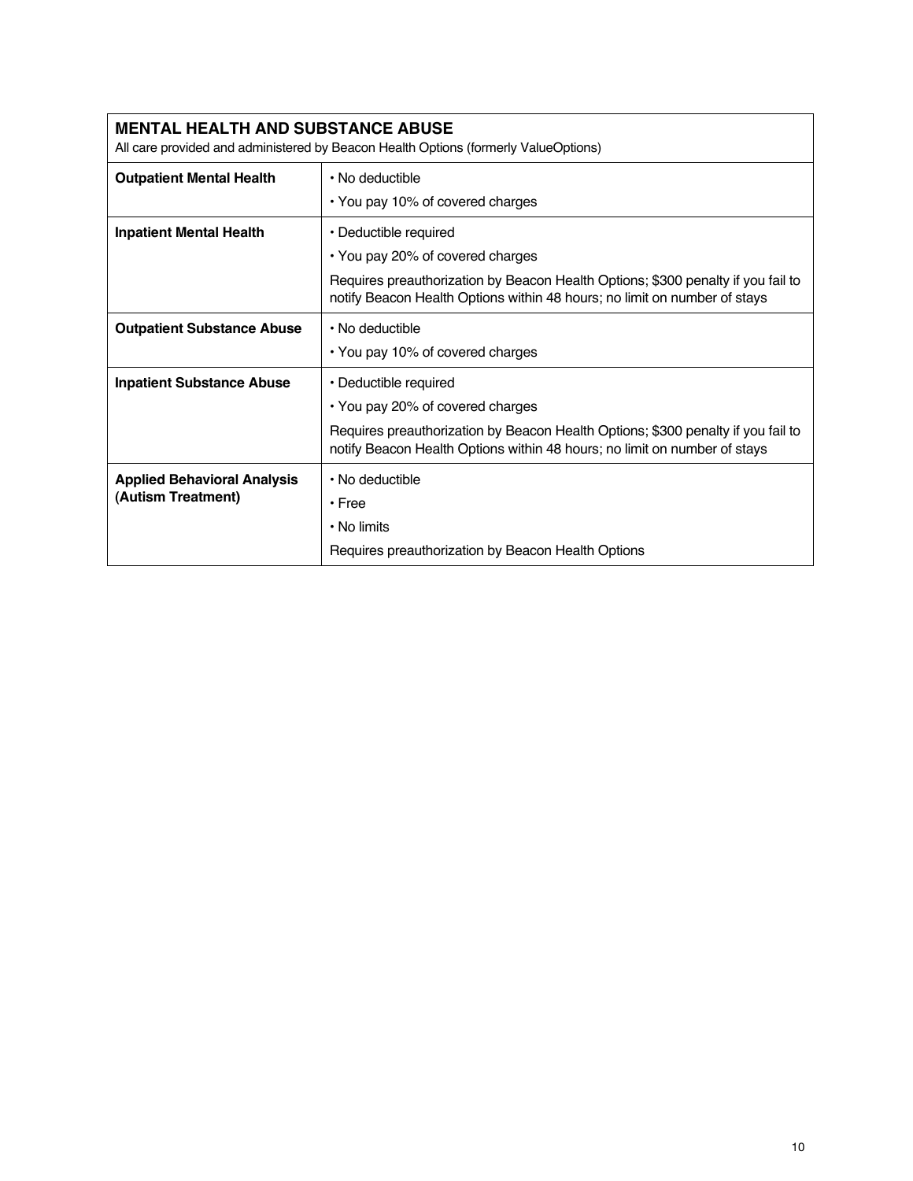| **MENTAL HEALTH AND SUBSTANCE ABUSE**<br>All care provided and administered by Beacon Health Options (formerly ValueOptions) | |
|---|---|
| **Outpatient Mental Health** | • No deductible<br>• You pay 10% of covered charges |
| **Inpatient Mental Health** | • Deductible required<br>• You pay 20% of covered charges<br>Requires preauthorization by Beacon Health Options; $300 penalty if you fail to notify Beacon Health Options within 48 hours; no limit on number of stays |
| **Outpatient Substance Abuse** | • No deductible<br>• You pay 10% of covered charges |
| **Inpatient Substance Abuse** | • Deductible required<br>• You pay 20% of covered charges<br>Requires preauthorization by Beacon Health Options; $300 penalty if you fail to notify Beacon Health Options within 48 hours; no limit on number of stays |
| **Applied Behavioral Analysis (Autism Treatment)** | • No deductible<br>• Free<br>• No limits<br>Requires preauthorization by Beacon Health Options |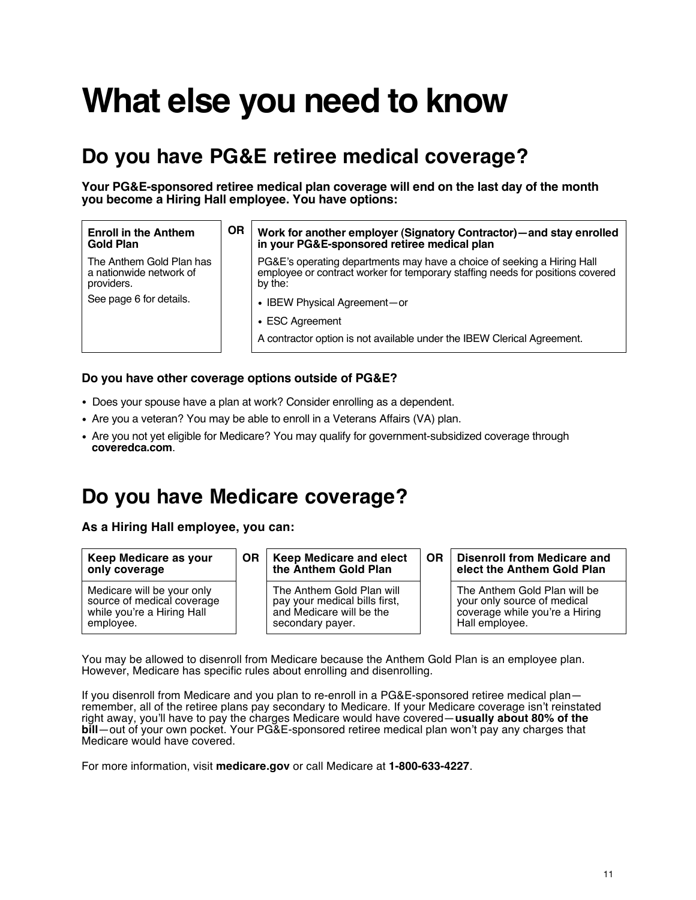# What else you need to know

## Do you have PG&E retiree medical coverage?

**Your PG&E-sponsored retiree medical plan coverage will end on the last day of the month you become a Hiring Hall employee. You have options:**

| Enroll in the Anthem Gold Plan | OR | Work for another employer (Signatory Contractor)—and stay enrolled in your PG&E-sponsored retiree medical plan |
|---|---|---|
| The Anthem Gold Plan has a nationwide network of providers.<br><br>See page 6 for details. | | PG&E's operating departments may have a choice of seeking a Hiring Hall employee or contract worker for temporary staffing needs for positions covered by the:<br>• IBEW Physical Agreement—or<br>• ESC Agreement<br><br>A contractor option is not available under the IBEW Clerical Agreement. |

### Do you have other coverage options outside of PG&E?

- Does your spouse have a plan at work? Consider enrolling as a dependent.
- Are you a veteran? You may be able to enroll in a Veterans Affairs (VA) plan.
- Are you not yet eligible for Medicare? You may qualify for government-subsidized coverage through **coveredca.com**.

## Do you have Medicare coverage?

### As a Hiring Hall employee, you can:

| Keep Medicare as your only coverage | OR | Keep Medicare and elect the Anthem Gold Plan | OR | Disenroll from Medicare and elect the Anthem Gold Plan |
|---|---|---|---|---|
| Medicare will be your only source of medical coverage while you're a Hiring Hall employee. | | The Anthem Gold Plan will pay your medical bills first, and Medicare will be the secondary payer. | | The Anthem Gold Plan will be your only source of medical coverage while you're a Hiring Hall employee. |

You may be allowed to disenroll from Medicare because the Anthem Gold Plan is an employee plan. However, Medicare has specific rules about enrolling and disenrolling.

If you disenroll from Medicare and you plan to re-enroll in a PG&E-sponsored retiree medical plan—remember, all of the retiree plans pay secondary to Medicare. If your Medicare coverage isn't reinstated right away, you'll have to pay the charges Medicare would have covered—**usually about 80% of the bill**—out of your own pocket. Your PG&E-sponsored retiree medical plan won't pay any charges that Medicare would have covered.

For more information, visit **medicare.gov** or call Medicare at **1-800-633-4227**.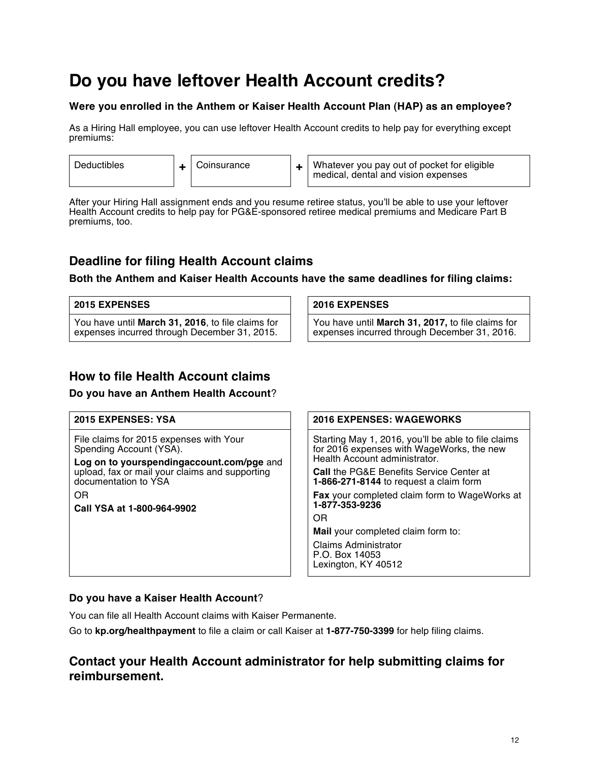# Do you have leftover Health Account credits?

**Were you enrolled in the Anthem or Kaiser Health Account Plan (HAP) as an employee?**

As a Hiring Hall employee, you can use leftover Health Account credits to help pay for everything except premiums:

| Deductibles | + | Coinsurance | + | Whatever you pay out of pocket for eligible medical, dental and vision expenses |
|---|---|---|---|---|

After your Hiring Hall assignment ends and you resume retiree status, you'll be able to use your leftover Health Account credits to help pay for PG&E-sponsored retiree medical premiums and Medicare Part B premiums, too.

## Deadline for filing Health Account claims

**Both the Anthem and Kaiser Health Accounts have the same deadlines for filing claims:**

| 2015 EXPENSES |
|---|
| You have until **March 31, 2016**, to file claims for expenses incurred through December 31, 2015. |

| 2016 EXPENSES |
|---|
| You have until **March 31, 2017,** to file claims for expenses incurred through December 31, 2016. |

## How to file Health Account claims

**Do you have an Anthem Health Account**?

**2015 EXPENSES: YSA**

File claims for 2015 expenses with Your Spending Account (YSA).

**Log on to yourspendingaccount.com/pge** and upload, fax or mail your claims and supporting documentation to YSA

OR

**Call YSA at 1-800-964-9902**

**2016 EXPENSES: WAGEWORKS**

Starting May 1, 2016, you'll be able to file claims for 2016 expenses with WageWorks, the new Health Account administrator.

**Call** the PG&E Benefits Service Center at **1-866-271-8144** to request a claim form

**Fax** your completed claim form to WageWorks at **1-877-353-9236**

OR

**Mail** your completed claim form to:

Claims Administrator
P.O. Box 14053
Lexington, KY 40512

**Do you have a Kaiser Health Account**?

You can file all Health Account claims with Kaiser Permanente.

Go to **kp.org/healthpayment** to file a claim or call Kaiser at **1-877-750-3399** for help filing claims.

## Contact your Health Account administrator for help submitting claims for reimbursement.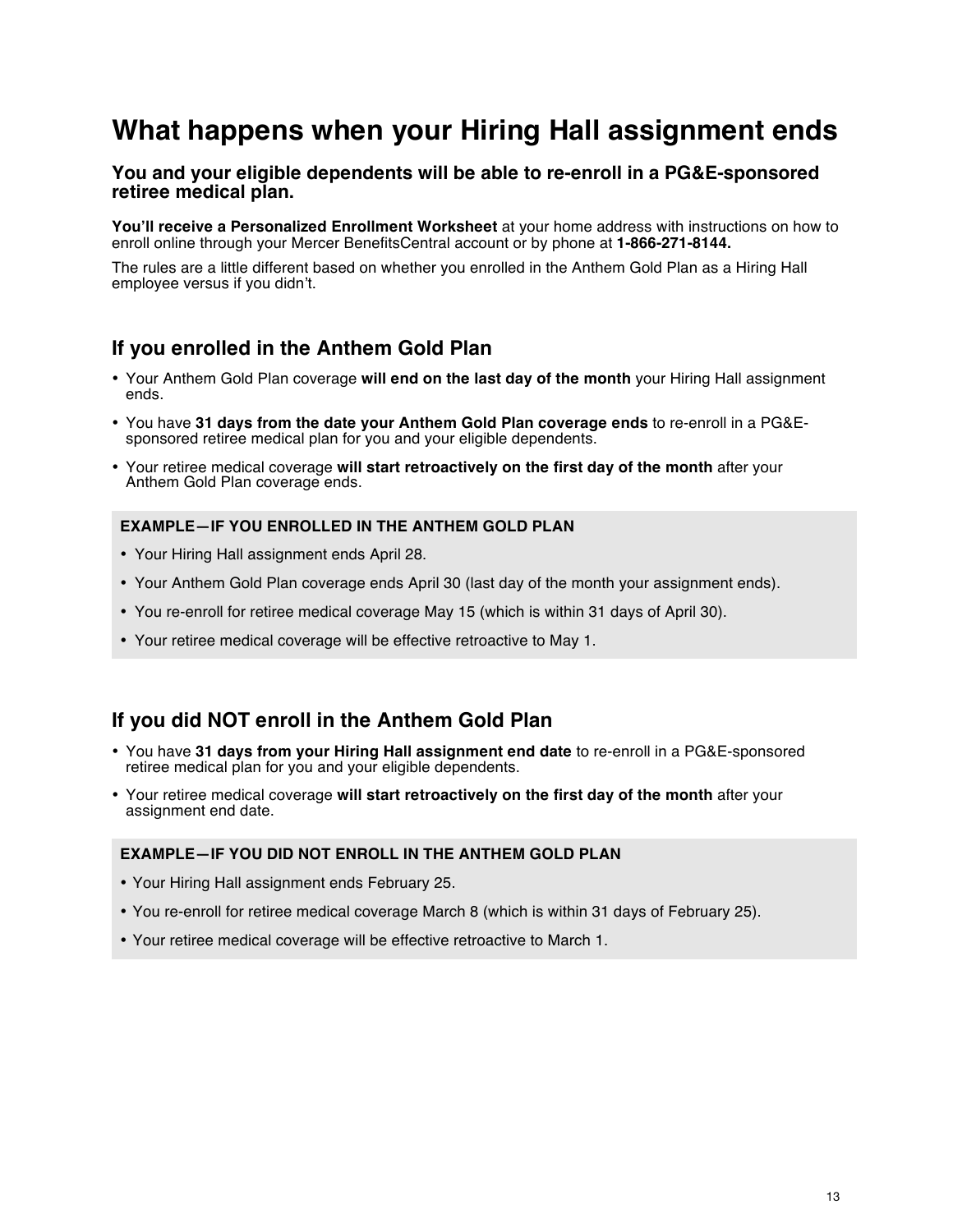# What happens when your Hiring Hall assignment ends

### You and your eligible dependents will be able to re-enroll in a PG&E-sponsored retiree medical plan.

**You'll receive a Personalized Enrollment Worksheet** at your home address with instructions on how to enroll online through your Mercer BenefitsCentral account or by phone at **1-866-271-8144.**

The rules are a little different based on whether you enrolled in the Anthem Gold Plan as a Hiring Hall employee versus if you didn't.

## If you enrolled in the Anthem Gold Plan

- Your Anthem Gold Plan coverage **will end on the last day of the month** your Hiring Hall assignment ends.
- You have **31 days from the date your Anthem Gold Plan coverage ends** to re-enroll in a PG&E-sponsored retiree medical plan for you and your eligible dependents.
- Your retiree medical coverage **will start retroactively on the first day of the month** after your Anthem Gold Plan coverage ends.

**EXAMPLE—IF YOU ENROLLED IN THE ANTHEM GOLD PLAN**

- Your Hiring Hall assignment ends April 28.
- Your Anthem Gold Plan coverage ends April 30 (last day of the month your assignment ends).
- You re-enroll for retiree medical coverage May 15 (which is within 31 days of April 30).
- Your retiree medical coverage will be effective retroactive to May 1.

## If you did NOT enroll in the Anthem Gold Plan

- You have **31 days from your Hiring Hall assignment end date** to re-enroll in a PG&E-sponsored retiree medical plan for you and your eligible dependents.
- Your retiree medical coverage **will start retroactively on the first day of the month** after your assignment end date.

**EXAMPLE—IF YOU DID NOT ENROLL IN THE ANTHEM GOLD PLAN**

- Your Hiring Hall assignment ends February 25.
- You re-enroll for retiree medical coverage March 8 (which is within 31 days of February 25).
- Your retiree medical coverage will be effective retroactive to March 1.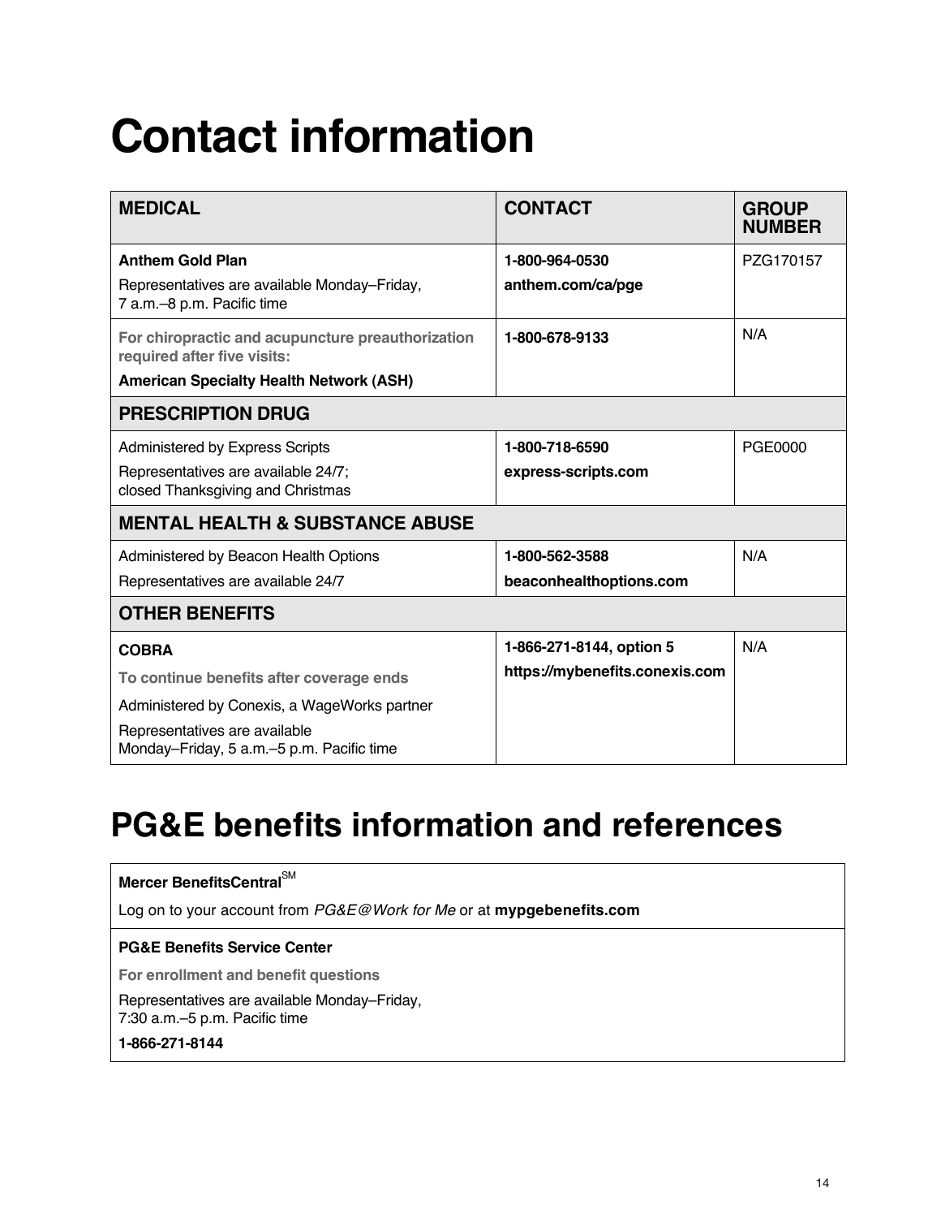# Contact information

| MEDICAL | CONTACT | GROUP NUMBER |
|---|---|---|
| **Anthem Gold Plan**<br>Representatives are available Monday–Friday, 7 a.m.–8 p.m. Pacific time | **1-800-964-0530**<br>**anthem.com/ca/pge** | PZG170157 |
| **For chiropractic and acupuncture preauthorization required after five visits:**<br>**American Specialty Health Network (ASH)** | **1-800-678-9133** | N/A |
| **PRESCRIPTION DRUG** | | |
| Administered by Express Scripts<br>Representatives are available 24/7; closed Thanksgiving and Christmas | **1-800-718-6590**<br>**express-scripts.com** | PGE0000 |
| **MENTAL HEALTH & SUBSTANCE ABUSE** | | |
| Administered by Beacon Health Options<br>Representatives are available 24/7 | **1-800-562-3588**<br>**beaconhealthoptions.com** | N/A |
| **OTHER BENEFITS** | | |
| **COBRA**<br>**To continue benefits after coverage ends**<br>Administered by Conexis, a WageWorks partner<br>Representatives are available Monday–Friday, 5 a.m.–5 p.m. Pacific time | **1-866-271-8144, option 5**<br>**https://mybenefits.conexis.com** | N/A |

# PG&E benefits information and references

**Mercer BenefitsCentral℠**

Log on to your account from *PG&E@Work for Me* or at **mypgebenefits.com**

**PG&E Benefits Service Center**

**For enrollment and benefit questions**

Representatives are available Monday–Friday, 7:30 a.m.–5 p.m. Pacific time

**1-866-271-8144**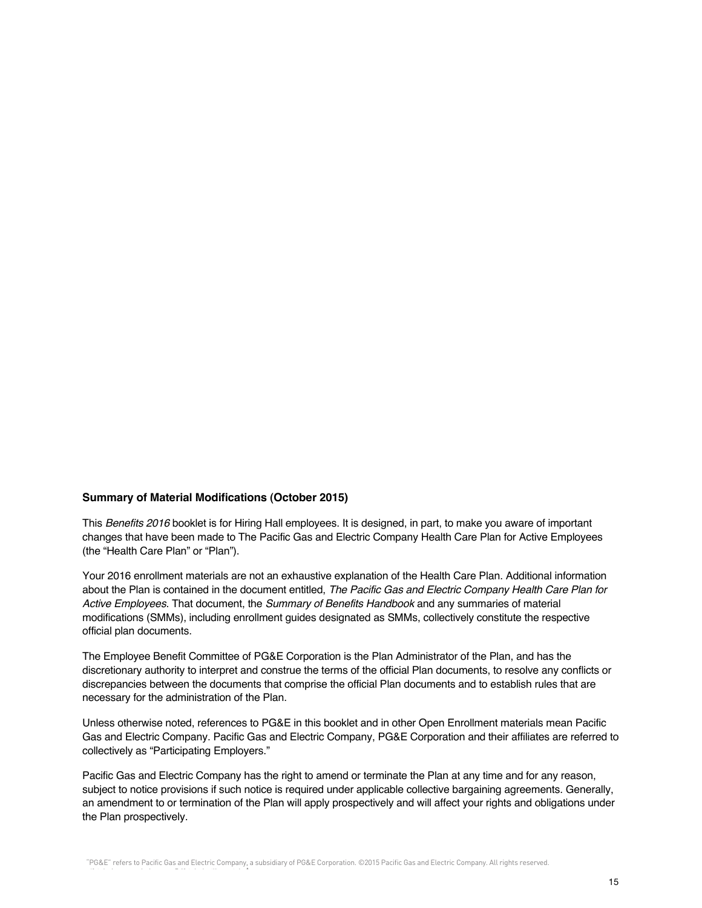**Summary of Material Modifications (October 2015)**

This *Benefits 2016* booklet is for Hiring Hall employees. It is designed, in part, to make you aware of important changes that have been made to The Pacific Gas and Electric Company Health Care Plan for Active Employees (the "Health Care Plan" or "Plan").

Your 2016 enrollment materials are not an exhaustive explanation of the Health Care Plan. Additional information about the Plan is contained in the document entitled, *The Pacific Gas and Electric Company Health Care Plan for Active Employees*. That document, the *Summary of Benefits Handbook* and any summaries of material modifications (SMMs), including enrollment guides designated as SMMs, collectively constitute the respective official plan documents.

The Employee Benefit Committee of PG&E Corporation is the Plan Administrator of the Plan, and has the discretionary authority to interpret and construe the terms of the official Plan documents, to resolve any conflicts or discrepancies between the documents that comprise the official Plan documents and to establish rules that are necessary for the administration of the Plan.

Unless otherwise noted, references to PG&E in this booklet and in other Open Enrollment materials mean Pacific Gas and Electric Company. Pacific Gas and Electric Company, PG&E Corporation and their affiliates are referred to collectively as "Participating Employers."

Pacific Gas and Electric Company has the right to amend or terminate the Plan at any time and for any reason, subject to notice provisions if such notice is required under applicable collective bargaining agreements. Generally, an amendment to or termination of the Plan will apply prospectively and will affect your rights and obligations under the Plan prospectively.

"PG&E" refers to Pacific Gas and Electric Company, a subsidiary of PG&E Corporation. ©2015 Pacific Gas and Electric Company. All rights reserved.